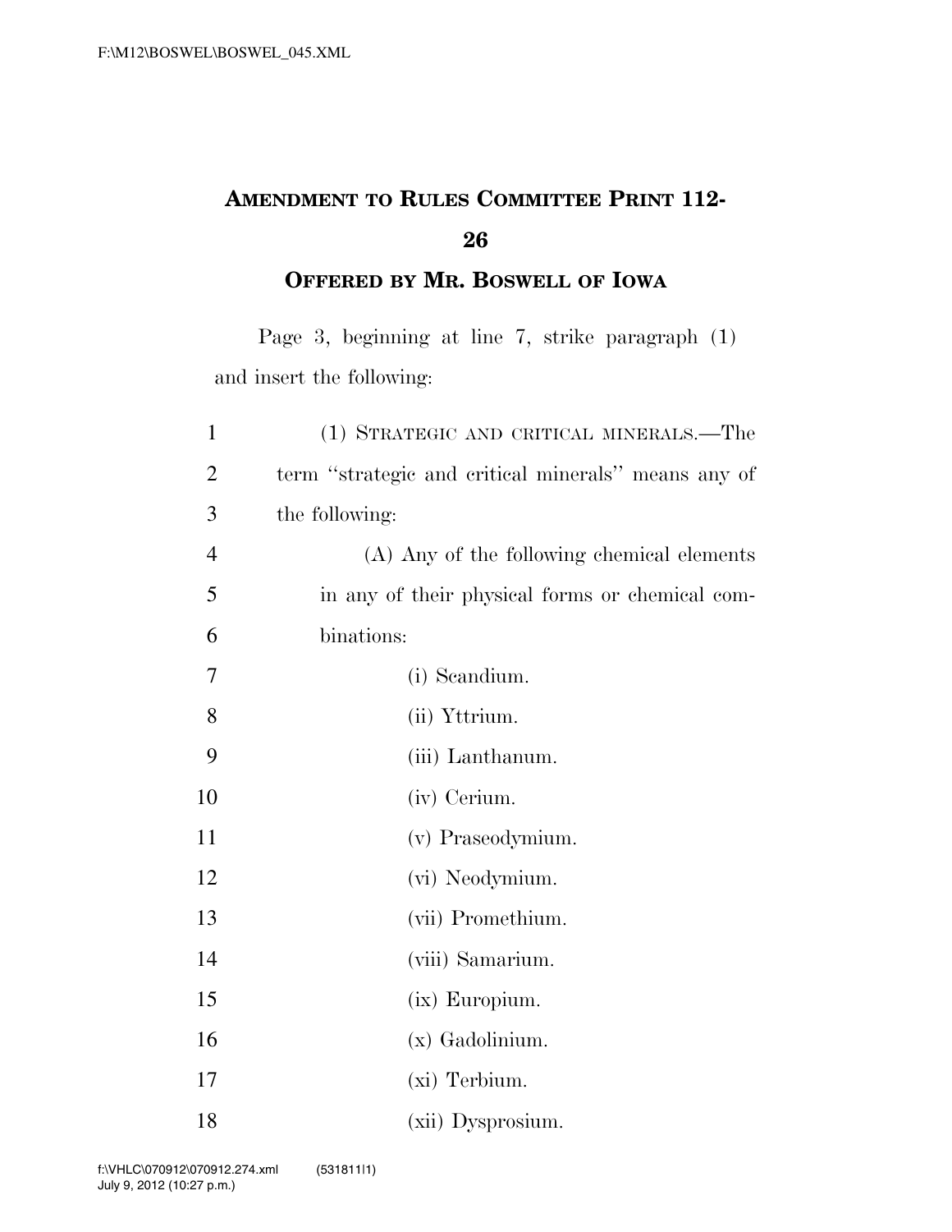# AMENDMENT TO RULES COMMITTEE PRINT 112-26

## OFFERED BY MR. BOSWELL OF IOWA

Page 3, beginning at line 7, strike paragraph (1) and insert the following:

(1) STRATEGIC AND CRITICAL MINERALS.—The term "strategic and critical minerals" means any of the following:

(A) Any of the following chemical elements in any of their physical forms or chemical combinations:

(i) Scandium.

(ii) Yttrium.

(iii) Lanthanum.

(iv) Cerium.

(v) Praseodymium.

(vi) Neodymium.

(vii) Promethium.

(viii) Samarium.

(ix) Europium.

(x) Gadolinium.

(xi) Terbium.

(xii) Dysprosium.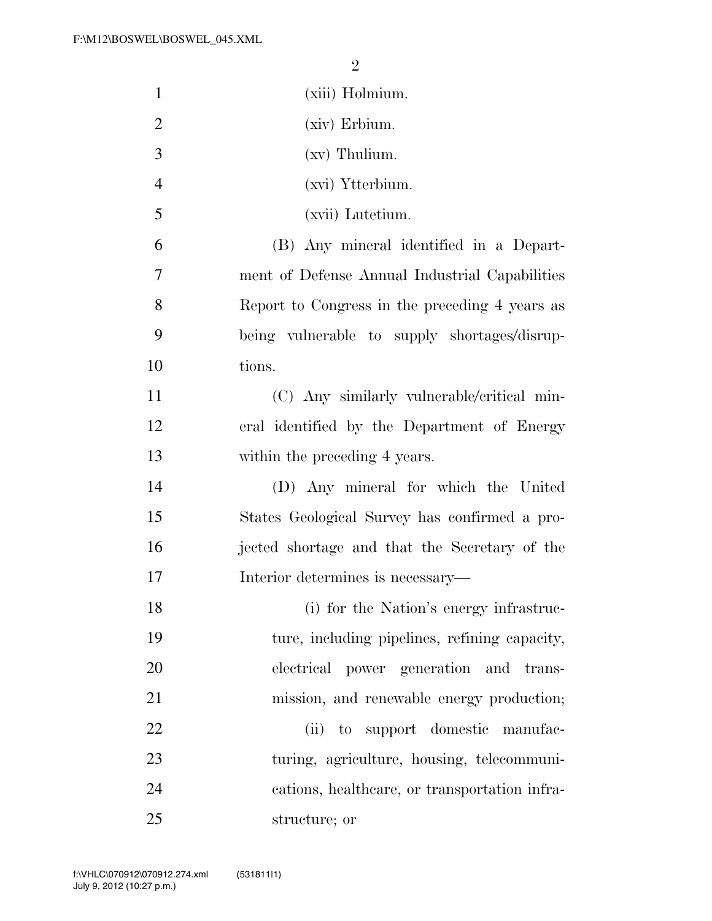(xiii) Holmium.

(xiv) Erbium.

(xv) Thulium.

(xvi) Ytterbium.

(xvii) Lutetium.

(B) Any mineral identified in a Department of Defense Annual Industrial Capabilities Report to Congress in the preceding 4 years as being vulnerable to supply shortages/disruptions.

(C) Any similarly vulnerable/critical mineral identified by the Department of Energy within the preceding 4 years.

(D) Any mineral for which the United States Geological Survey has confirmed a projected shortage and that the Secretary of the Interior determines is necessary—

(i) for the Nation's energy infrastructure, including pipelines, refining capacity, electrical power generation and transmission, and renewable energy production;

(ii) to support domestic manufacturing, agriculture, housing, telecommunications, healthcare, or transportation infrastructure; or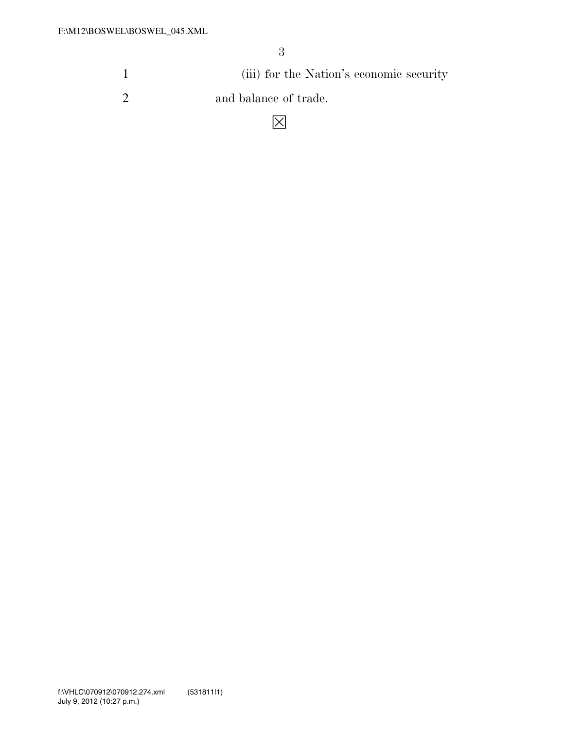(iii) for the Nation's economic security and balance of trade.

☒